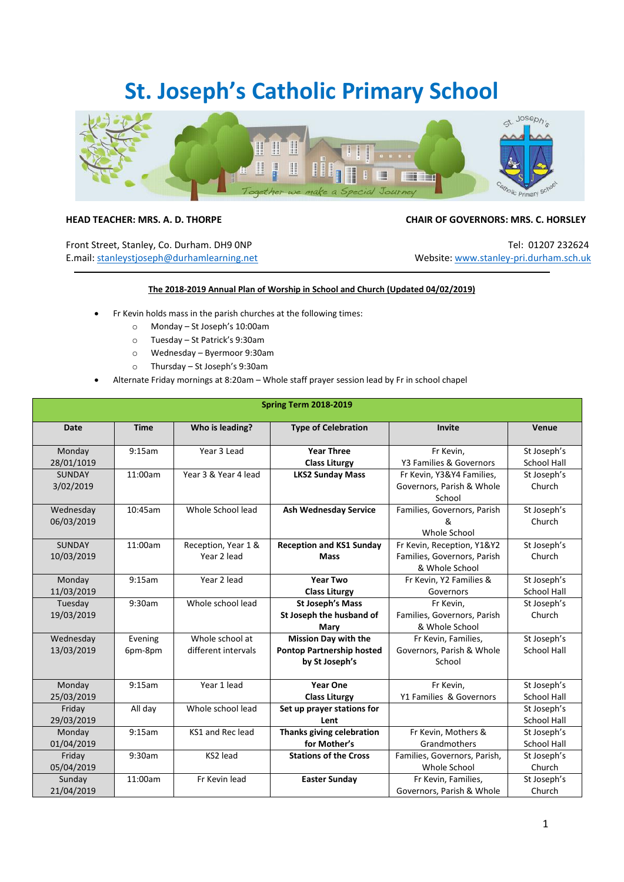# St. Joseph's Catholic Primary School

**HEAD TEACHER: MRS. A. D. THORPE**

**CHAIR OF GOVERNORS: MRS. C. HORSLEY**

Front Street, Stanley, Co. Durham. DH9 0NP
E.mail: stanleystjoseph@durhamlearning.net

Tel: 01207 232624
Website: www.stanley-pri.durham.sch.uk

**The 2018-2019 Annual Plan of Worship in School and Church (Updated 04/02/2019)**

- Fr Kevin holds mass in the parish churches at the following times:
    - Monday – St Joseph's 10:00am
    - Tuesday – St Patrick's 9:30am
    - Wednesday – Byermoor 9:30am
    - Thursday – St Joseph's 9:30am
- Alternate Friday mornings at 8:20am – Whole staff prayer session lead by Fr in school chapel

| **Spring Term 2018-2019** | | | | | |
|---|---|---|---|---|---|
| **Date** | **Time** | **Who is leading?** | **Type of Celebration** | **Invite** | **Venue** |
| Monday 28/01/1019 | 9:15am | Year 3 Lead | **Year Three Class Liturgy** | Fr Kevin, Y3 Families & Governors | St Joseph's School Hall |
| SUNDAY 3/02/2019 | 11:00am | Year 3 & Year 4 lead | **LKS2 Sunday Mass** | Fr Kevin, Y3&Y4 Families, Governors, Parish & Whole School | St Joseph's Church |
| Wednesday 06/03/2019 | 10:45am | Whole School lead | **Ash Wednesday Service** | Families, Governors, Parish & Whole School | St Joseph's Church |
| SUNDAY 10/03/2019 | 11:00am | Reception, Year 1 & Year 2 lead | **Reception and KS1 Sunday Mass** | Fr Kevin, Reception, Y1&Y2 Families, Governors, Parish & Whole School | St Joseph's Church |
| Monday 11/03/2019 | 9:15am | Year 2 lead | **Year Two Class Liturgy** | Fr Kevin, Y2 Families & Governors | St Joseph's School Hall |
| Tuesday 19/03/2019 | 9:30am | Whole school lead | **St Joseph's Mass St Joseph the husband of Mary** | Fr Kevin, Families, Governors, Parish & Whole School | St Joseph's Church |
| Wednesday 13/03/2019 | Evening 6pm-8pm | Whole school at different intervals | **Mission Day with the Pontop Partnership hosted by St Joseph's** | Fr Kevin, Families, Governors, Parish & Whole School | St Joseph's School Hall |
| Monday 25/03/2019 | 9:15am | Year 1 lead | **Year One Class Liturgy** | Fr Kevin, Y1 Families & Governors | St Joseph's School Hall |
| Friday 29/03/2019 | All day | Whole school lead | **Set up prayer stations for Lent** | | St Joseph's School Hall |
| Monday 01/04/2019 | 9:15am | KS1 and Rec lead | **Thanks giving celebration for Mother's** | Fr Kevin, Mothers & Grandmothers | St Joseph's School Hall |
| Friday 05/04/2019 | 9:30am | KS2 lead | **Stations of the Cross** | Families, Governors, Parish, Whole School | St Joseph's Church |
| Sunday 21/04/2019 | 11:00am | Fr Kevin lead | **Easter Sunday** | Fr Kevin, Families, Governors, Parish & Whole | St Joseph's Church |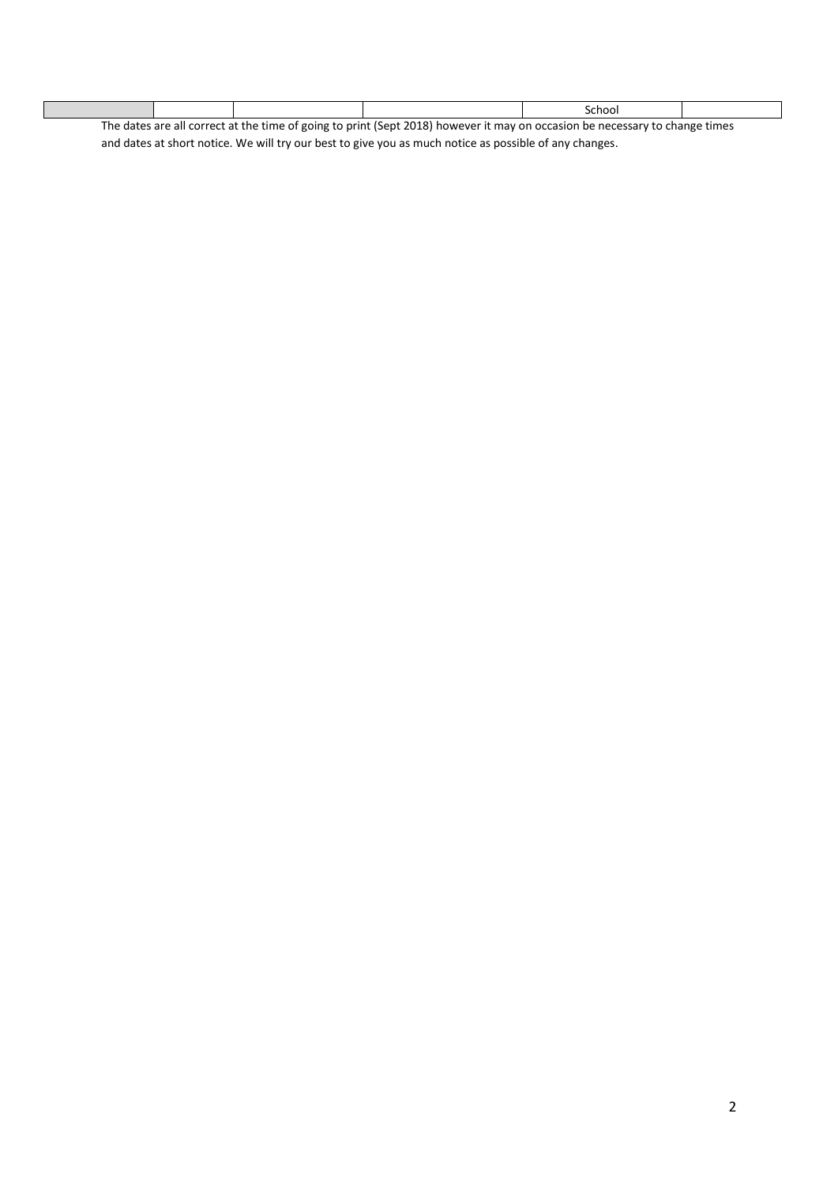| | | | | | |
|---|---|---|---|---|---|
| | | | | School | |

The dates are all correct at the time of going to print (Sept 2018) however it may on occasion be necessary to change times and dates at short notice. We will try our best to give you as much notice as possible of any changes.